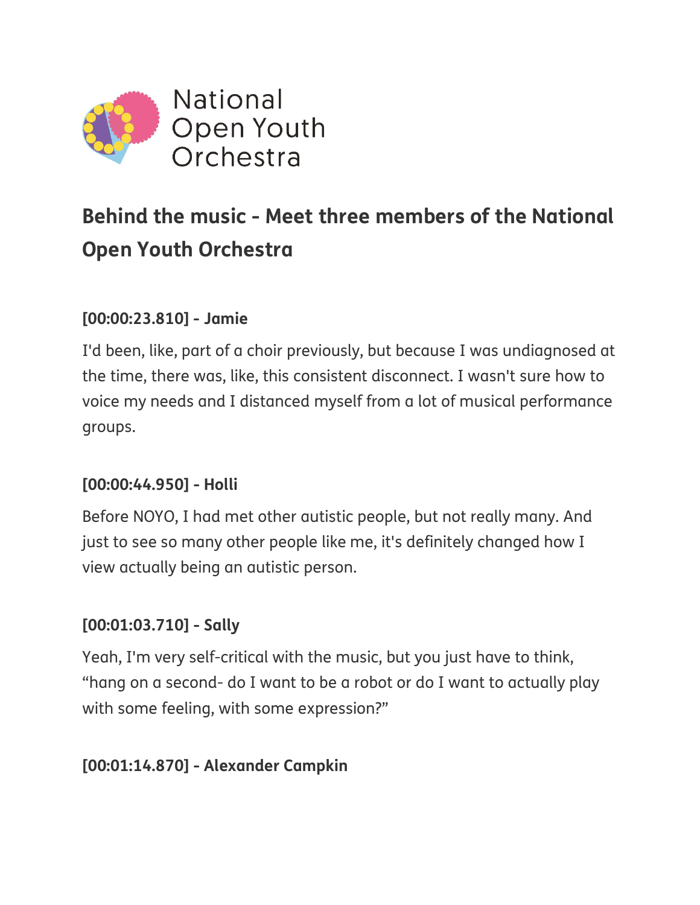National Open Youth Orchestra

## Behind the music - Meet three members of the National Open Youth Orchestra

**[00:00:23.810] - Jamie**

I'd been, like, part of a choir previously, but because I was undiagnosed at the time, there was, like, this consistent disconnect. I wasn't sure how to voice my needs and I distanced myself from a lot of musical performance groups.

**[00:00:44.950] - Holli**

Before NOYO, I had met other autistic people, but not really many. And just to see so many other people like me, it's definitely changed how I view actually being an autistic person.

**[00:01:03.710] - Sally**

Yeah, I'm very self-critical with the music, but you just have to think, "hang on a second- do I want to be a robot or do I want to actually play with some feeling, with some expression?"

**[00:01:14.870] - Alexander Campkin**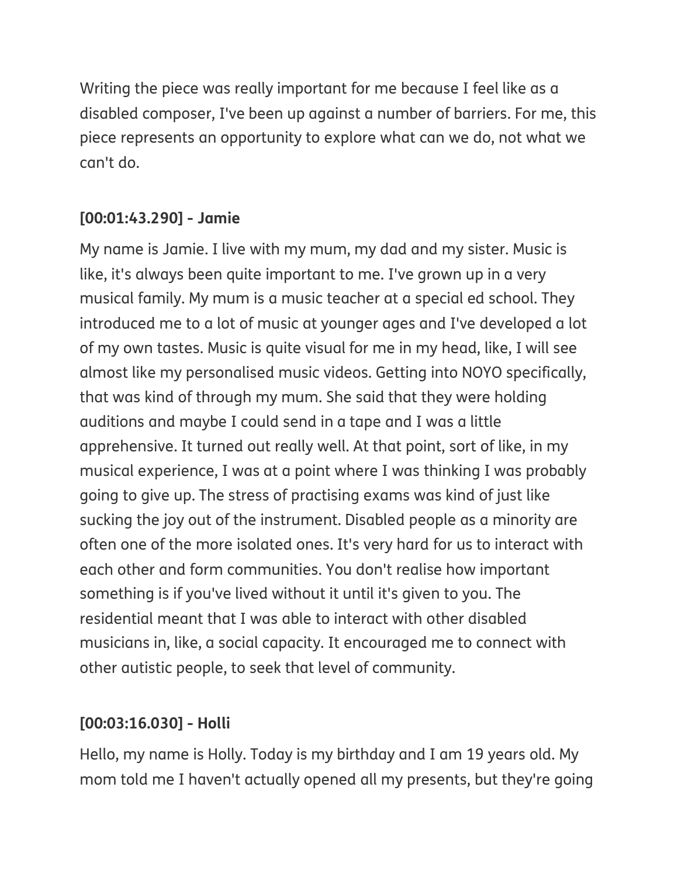Writing the piece was really important for me because I feel like as a disabled composer, I've been up against a number of barriers. For me, this piece represents an opportunity to explore what can we do, not what we can't do.

**[00:01:43.290] - Jamie**

My name is Jamie. I live with my mum, my dad and my sister. Music is like, it's always been quite important to me. I've grown up in a very musical family. My mum is a music teacher at a special ed school. They introduced me to a lot of music at younger ages and I've developed a lot of my own tastes. Music is quite visual for me in my head, like, I will see almost like my personalised music videos. Getting into NOYO specifically, that was kind of through my mum. She said that they were holding auditions and maybe I could send in a tape and I was a little apprehensive. It turned out really well. At that point, sort of like, in my musical experience, I was at a point where I was thinking I was probably going to give up. The stress of practising exams was kind of just like sucking the joy out of the instrument. Disabled people as a minority are often one of the more isolated ones. It's very hard for us to interact with each other and form communities. You don't realise how important something is if you've lived without it until it's given to you. The residential meant that I was able to interact with other disabled musicians in, like, a social capacity. It encouraged me to connect with other autistic people, to seek that level of community.

**[00:03:16.030] - Holli**

Hello, my name is Holly. Today is my birthday and I am 19 years old. My mom told me I haven't actually opened all my presents, but they're going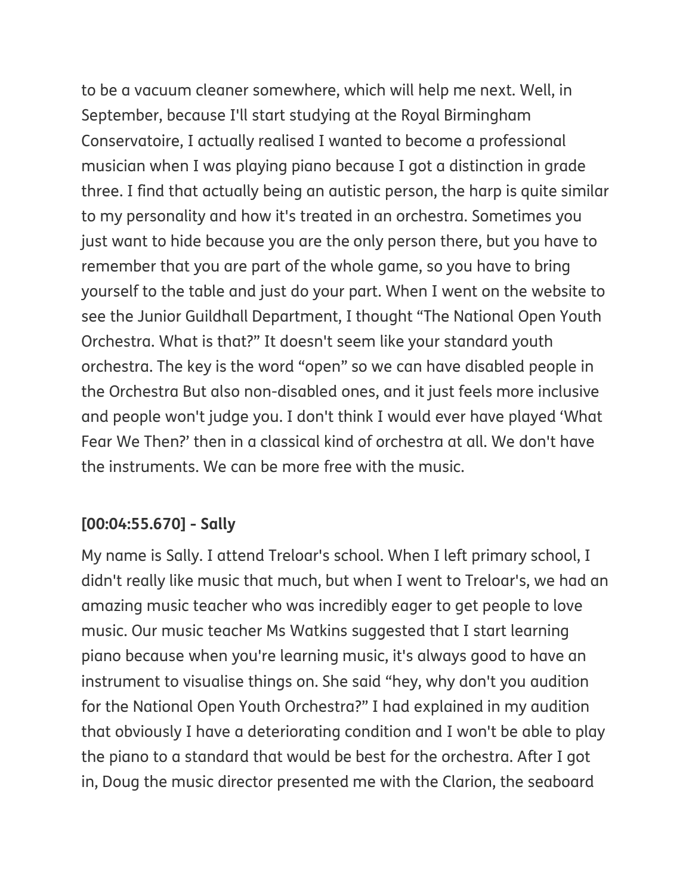to be a vacuum cleaner somewhere, which will help me next. Well, in September, because I'll start studying at the Royal Birmingham Conservatoire, I actually realised I wanted to become a professional musician when I was playing piano because I got a distinction in grade three. I find that actually being an autistic person, the harp is quite similar to my personality and how it's treated in an orchestra. Sometimes you just want to hide because you are the only person there, but you have to remember that you are part of the whole game, so you have to bring yourself to the table and just do your part. When I went on the website to see the Junior Guildhall Department, I thought "The National Open Youth Orchestra. What is that?" It doesn't seem like your standard youth orchestra. The key is the word "open" so we can have disabled people in the Orchestra But also non-disabled ones, and it just feels more inclusive and people won't judge you. I don't think I would ever have played 'What Fear We Then?' then in a classical kind of orchestra at all. We don't have the instruments. We can be more free with the music.

### [00:04:55.670] - Sally

My name is Sally. I attend Treloar's school. When I left primary school, I didn't really like music that much, but when I went to Treloar's, we had an amazing music teacher who was incredibly eager to get people to love music. Our music teacher Ms Watkins suggested that I start learning piano because when you're learning music, it's always good to have an instrument to visualise things on. She said "hey, why don't you audition for the National Open Youth Orchestra?" I had explained in my audition that obviously I have a deteriorating condition and I won't be able to play the piano to a standard that would be best for the orchestra. After I got in, Doug the music director presented me with the Clarion, the seaboard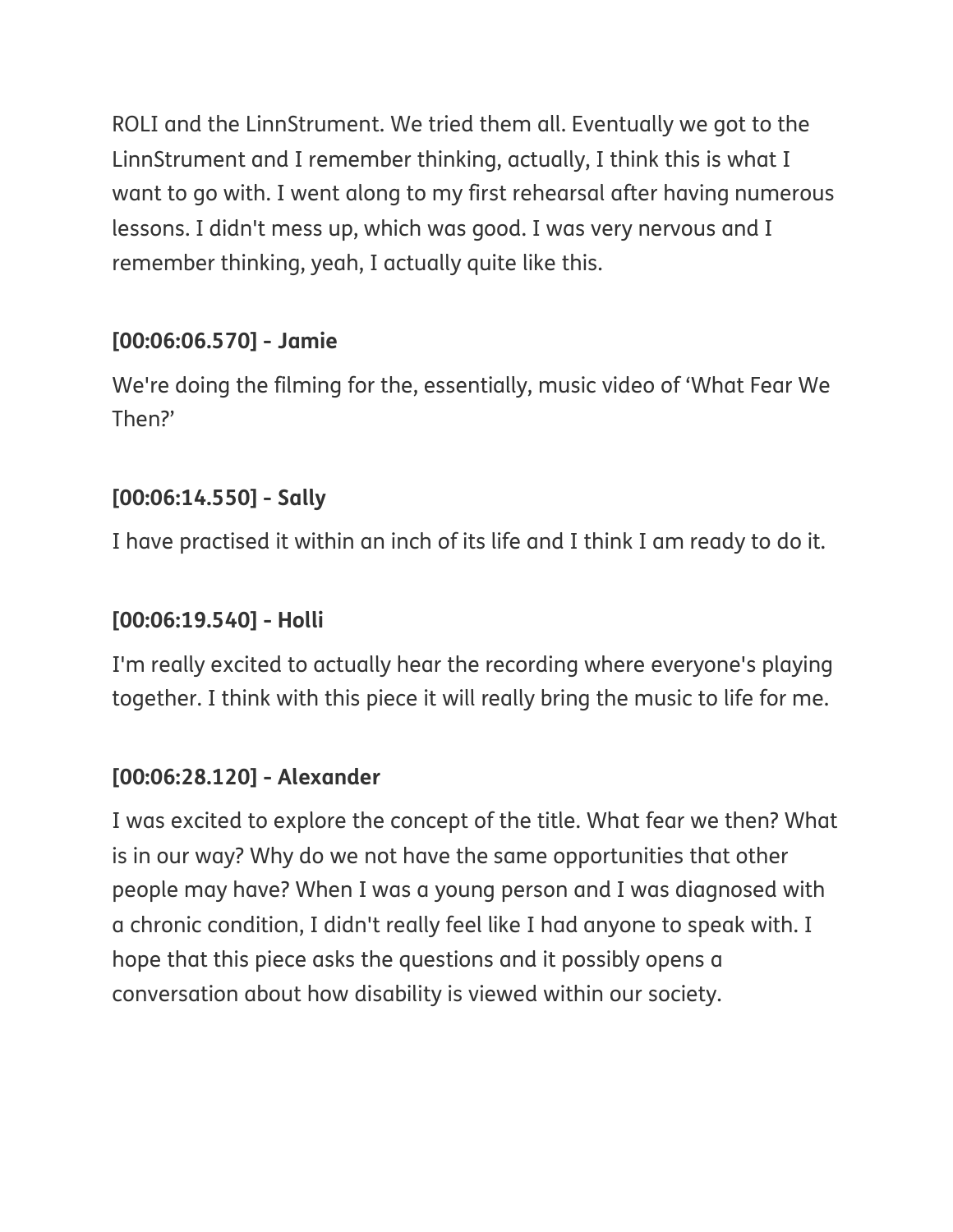ROLI and the LinnStrument. We tried them all. Eventually we got to the LinnStrument and I remember thinking, actually, I think this is what I want to go with. I went along to my first rehearsal after having numerous lessons. I didn't mess up, which was good. I was very nervous and I remember thinking, yeah, I actually quite like this.

**[00:06:06.570] - Jamie**

We're doing the filming for the, essentially, music video of 'What Fear We Then?'

**[00:06:14.550] - Sally**

I have practised it within an inch of its life and I think I am ready to do it.

**[00:06:19.540] - Holli**

I'm really excited to actually hear the recording where everyone's playing together. I think with this piece it will really bring the music to life for me.

**[00:06:28.120] - Alexander**

I was excited to explore the concept of the title. What fear we then? What is in our way? Why do we not have the same opportunities that other people may have? When I was a young person and I was diagnosed with a chronic condition, I didn't really feel like I had anyone to speak with. I hope that this piece asks the questions and it possibly opens a conversation about how disability is viewed within our society.